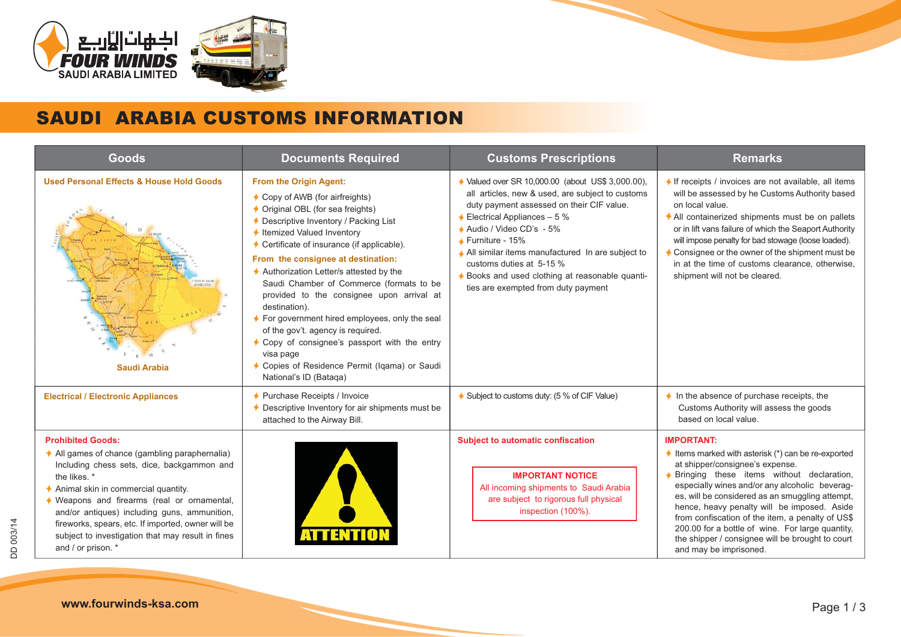اجـهـات الأربـع
**FOUR WINDS**
SAUDI ARABIA LIMITED

# SAUDI ARABIA CUSTOMS INFORMATION

| Goods | Documents Required | Customs Prescriptions | Remarks |
|---|---|---|---|
| **Used Personal Effects & House Hold Goods**<br><br>Saudi Arabia | **From the Origin Agent:**<br>✦ Copy of AWB (for airfreights)<br>✦ Original OBL (for sea freights)<br>✦ Descriptive Inventory / Packing List<br>✦ Itemized Valued Inventory<br>✦ Certificate of insurance (if applicable).<br>**From the consignee at destination:**<br>✦ Authorization Letter/s attested by the Saudi Chamber of Commerce (formats to be provided to the consignee upon arrival at destination).<br>✦ For government hired employees, only the seal of the gov't. agency is required.<br>✦ Copy of consignee's passport with the entry visa page<br>✦ Copies of Residence Permit (Iqama) or Saudi National's ID (Bataqa) | ✦ Valued over SR 10,000.00 (about US$ 3,000.00), all articles, new & used, are subject to customs duty payment assessed on their CIF value.<br>✦ Electrical Appliances – 5 %<br>✦ Audio / Video CD's - 5%<br>✦ Furniture - 15%<br>✦ All similar items manufactured In are subject to customs duties at 5-15 %<br>✦ Books and used clothing at reasonable quantities are exempted from duty payment | ✦ If receipts / invoices are not available, all items will be assessed by he Customs Authority based on local value.<br>✦ All containerized shipments must be on pallets or in lift vans failure of which the Seaport Authority will impose penalty for bad stowage (loose loaded).<br>✦ Consignee or the owner of the shipment must be in at the time of customs clearance, otherwise, shipment will not be cleared. |
| **Electrical / Electronic Appliances** | ✦ Purchase Receipts / Invoice<br>✦ Descriptive Inventory for air shipments must be attached to the Airway Bill. | ✦ Subject to customs duty: (5 % of CIF Value) | ✦ In the absence of purchase receipts, the Customs Authority will assess the goods based on local value. |
| **Prohibited Goods:**<br>✦ All games of chance (gambling paraphernalia) Including chess sets, dice, backgammon and the likes. *<br>✦ Animal skin in commercial quantity.<br>✦ Weapons and firearms (real or ornamental, and/or antiques) including guns, ammunition, fireworks, spears, etc. If imported, owner will be subject to investigation that may result in fines and / or prison. * | ATTENTION | **Subject to automatic confiscation**<br><br>**IMPORTANT NOTICE**<br>All incoming shipments to Saudi Arabia are subject to rigorous full physical inspection (100%). | **IMPORTANT:**<br>✦ Items marked with asterisk (*) can be re-exported at shipper/consignee's expense.<br>✦ Bringing these items without declaration, especially wines and/or any alcoholic beverages, will be considered as an smuggling attempt, hence, heavy penalty will be imposed. Aside from confiscation of the item, a penalty of US$ 200.00 for a bottle of wine. For large quantity, the shipper / consignee will be brought to court and may be imprisoned. |

DD 003/14

www.fourwinds-ksa.com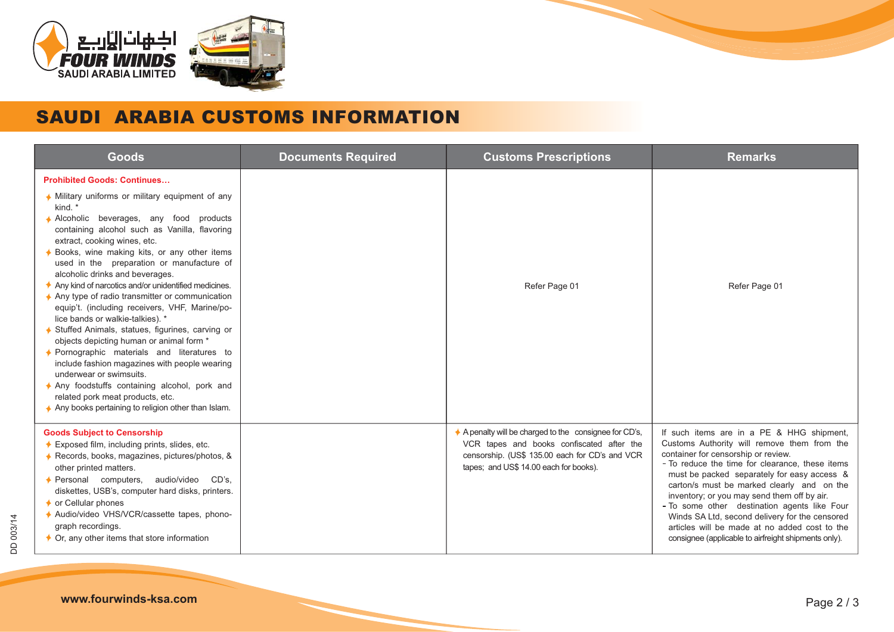# SAUDI ARABIA CUSTOMS INFORMATION

| Goods | Documents Required | Customs Prescriptions | Remarks |
|---|---|---|---|
| **Prohibited Goods: Continues...**<br>• Military uniforms or military equipment of any kind. *<br>• Alcoholic beverages, any food products containing alcohol such as Vanilla, flavoring extract, cooking wines, etc.<br>• Books, wine making kits, or any other items used in the preparation or manufacture of alcoholic drinks and beverages.<br>• Any kind of narcotics and/or unidentified medicines.<br>• Any type of radio transmitter or communication equip't. (including receivers, VHF, Marine/police bands or walkie-talkies). *<br>• Stuffed Animals, statues, figurines, carving or objects depicting human or animal form *<br>• Pornographic materials and literatures to include fashion magazines with people wearing underwear or swimsuits.<br>• Any foodstuffs containing alcohol, pork and related pork meat products, etc.<br>• Any books pertaining to religion other than Islam. | | Refer Page 01 | Refer Page 01 |
| **Goods Subject to Censorship**<br>• Exposed film, including prints, slides, etc.<br>• Records, books, magazines, pictures/photos, & other printed matters.<br>• Personal computers, audio/video CD's, diskettes, USB's, computer hard disks, printers.<br>• or Cellular phones<br>• Audio/video VHS/VCR/cassette tapes, phonograph recordings.<br>• Or, any other items that store information | | • A penalty will be charged to the consignee for CD's, VCR tapes and books confiscated after the censorship. (US$ 135.00 each for CD's and VCR tapes; and US$ 14.00 each for books). | If such items are in a PE & HHG shipment, Customs Authority will remove them from the container for censorship or review.<br>- To reduce the time for clearance, these items must be packed separately for easy access & carton/s must be marked clearly and on the inventory; or you may send them off by air.<br>- To some other destination agents like Four Winds SA Ltd, second delivery for the censored articles will be made at no added cost to the consignee (applicable to airfreight shipments only). |

www.fourwinds-ksa.com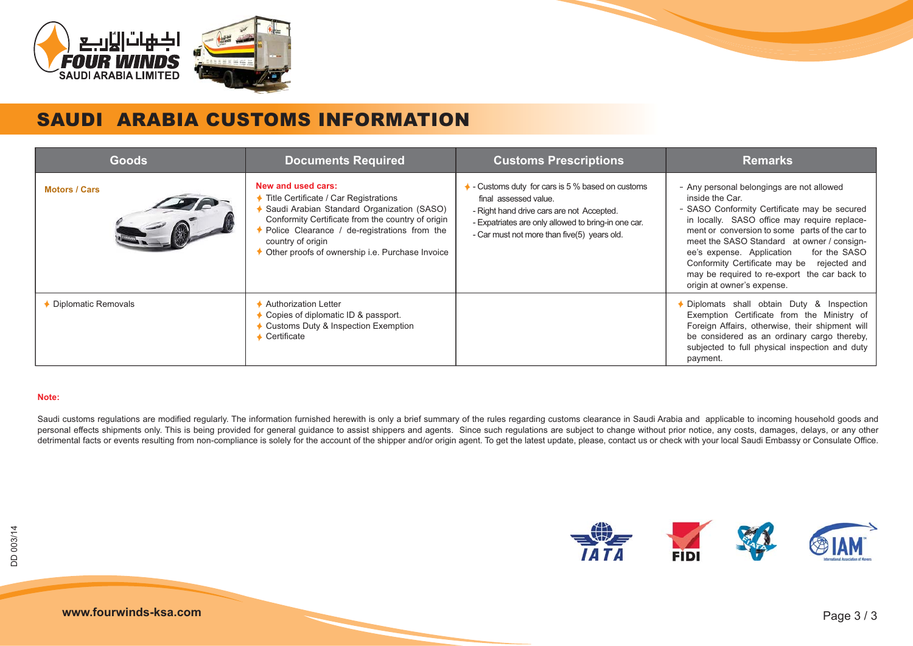# SAUDI ARABIA CUSTOMS INFORMATION

| Goods | Documents Required | Customs Prescriptions | Remarks |
|---|---|---|---|
| Motors / Cars | **New and used cars:**<br>✦ Title Certificate / Car Registrations<br>✦ Saudi Arabian Standard Organization (SASO) Conformity Certificate from the country of origin<br>✦ Police Clearance / de-registrations from the country of origin<br>✦ Other proofs of ownership i.e. Purchase Invoice | ✦ - Customs duty for cars is 5 % based on customs final assessed value.<br>- Right hand drive cars are not Accepted.<br>- Expatriates are only allowed to bring-in one car.<br>- Car must not more than five(5) years old. | - Any personal belongings are not allowed inside the Car.<br>- SASO Conformity Certificate may be secured in locally. SASO office may require replacement or conversion to some parts of the car to meet the SASO Standard at owner / consignee's expense. Application for the SASO Conformity Certificate may be rejected and may be required to re-export the car back to origin at owner's expense. |
| ✦ Diplomatic Removals | ✦ Authorization Letter<br>✦ Copies of diplomatic ID & passport.<br>✦ Customs Duty & Inspection Exemption<br>✦ Certificate | | ✦ Diplomats shall obtain Duty & Inspection Exemption Certificate from the Ministry of Foreign Affairs, otherwise, their shipment will be considered as an ordinary cargo thereby, subjected to full physical inspection and duty payment. |

**Note:**

Saudi customs regulations are modified regularly. The information furnished herewith is only a brief summary of the rules regarding customs clearance in Saudi Arabia and applicable to incoming household goods and personal effects shipments only. This is being provided for general guidance to assist shippers and agents. Since such regulations are subject to change without prior notice, any costs, damages, delays, or any other detrimental facts or events resulting from non-compliance is solely for the account of the shipper and/or origin agent. To get the latest update, please, contact us or check with your local Saudi Embassy or Consulate Office.

DD 003/14

www.fourwinds-ksa.com